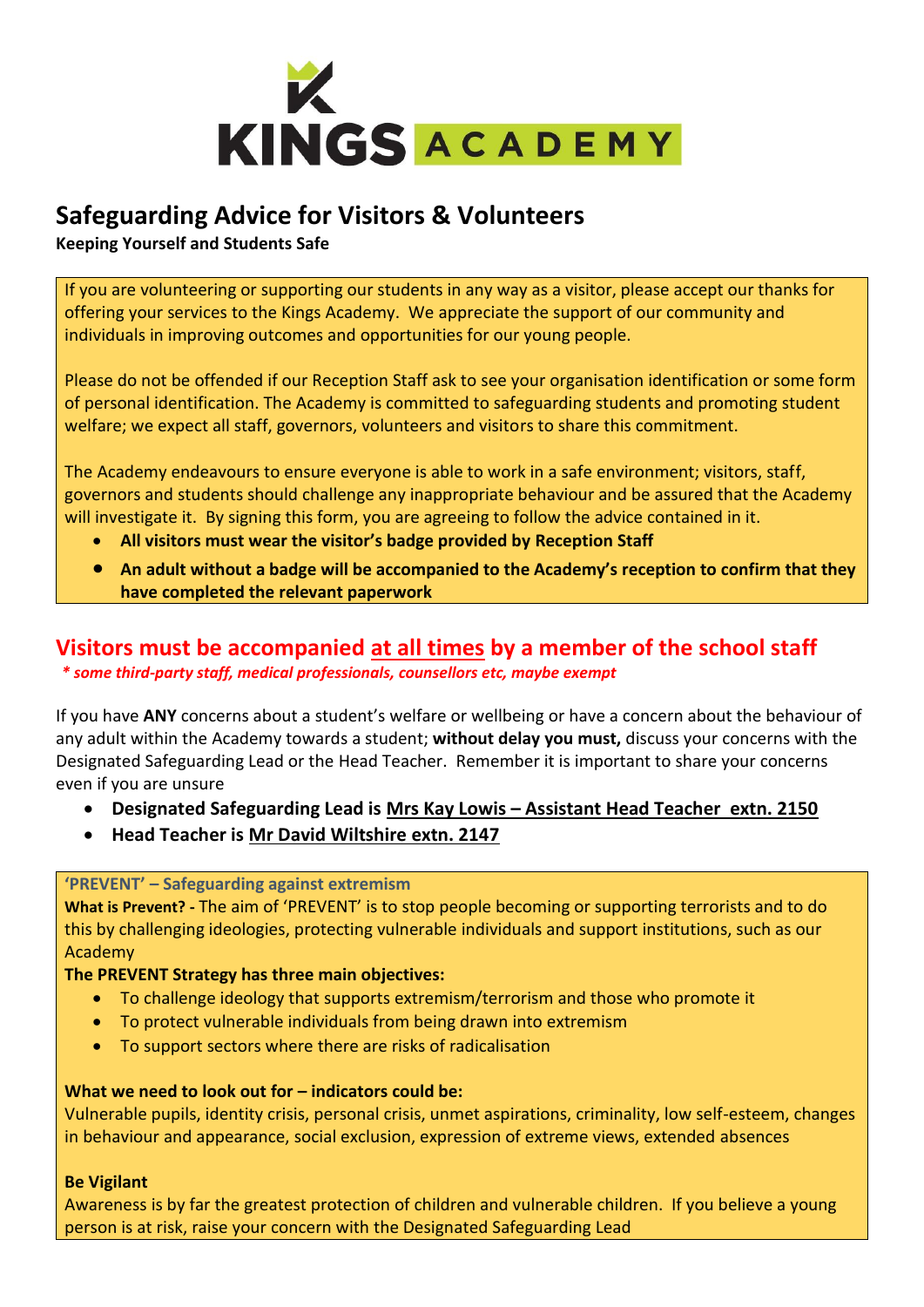# KINGS ACADEMY

## Safeguarding Advice for Visitors & Volunteers

**Keeping Yourself and Students Safe**

If you are volunteering or supporting our students in any way as a visitor, please accept our thanks for offering your services to the Kings Academy. We appreciate the support of our community and individuals in improving outcomes and opportunities for our young people.

Please do not be offended if our Reception Staff ask to see your organisation identification or some form of personal identification. The Academy is committed to safeguarding students and promoting student welfare; we expect all staff, governors, volunteers and visitors to share this commitment.

The Academy endeavours to ensure everyone is able to work in a safe environment; visitors, staff, governors and students should challenge any inappropriate behaviour and be assured that the Academy will investigate it. By signing this form, you are agreeing to follow the advice contained in it.

- **All visitors must wear the visitor's badge provided by Reception Staff**
- **An adult without a badge will be accompanied to the Academy's reception to confirm that they have completed the relevant paperwork**

## Visitors must be accompanied <u>at all times</u> by a member of the school staff

*\* some third-party staff, medical professionals, counsellors etc, maybe exempt*

If you have **ANY** concerns about a student's welfare or wellbeing or have a concern about the behaviour of any adult within the Academy towards a student; **without delay you must,** discuss your concerns with the Designated Safeguarding Lead or the Head Teacher. Remember it is important to share your concerns even if you are unsure

- **Designated Safeguarding Lead is <u>Mrs Kay Lowis – Assistant Head Teacher extn. 2150</u>**
- **Head Teacher is <u>Mr David Wiltshire extn. 2147</u>**

**'PREVENT' – Safeguarding against extremism**

**What is Prevent? -** The aim of 'PREVENT' is to stop people becoming or supporting terrorists and to do this by challenging ideologies, protecting vulnerable individuals and support institutions, such as our Academy

**The PREVENT Strategy has three main objectives:**

- To challenge ideology that supports extremism/terrorism and those who promote it
- To protect vulnerable individuals from being drawn into extremism
- To support sectors where there are risks of radicalisation

**What we need to look out for – indicators could be:**

Vulnerable pupils, identity crisis, personal crisis, unmet aspirations, criminality, low self-esteem, changes in behaviour and appearance, social exclusion, expression of extreme views, extended absences

**Be Vigilant**

Awareness is by far the greatest protection of children and vulnerable children. If you believe a young person is at risk, raise your concern with the Designated Safeguarding Lead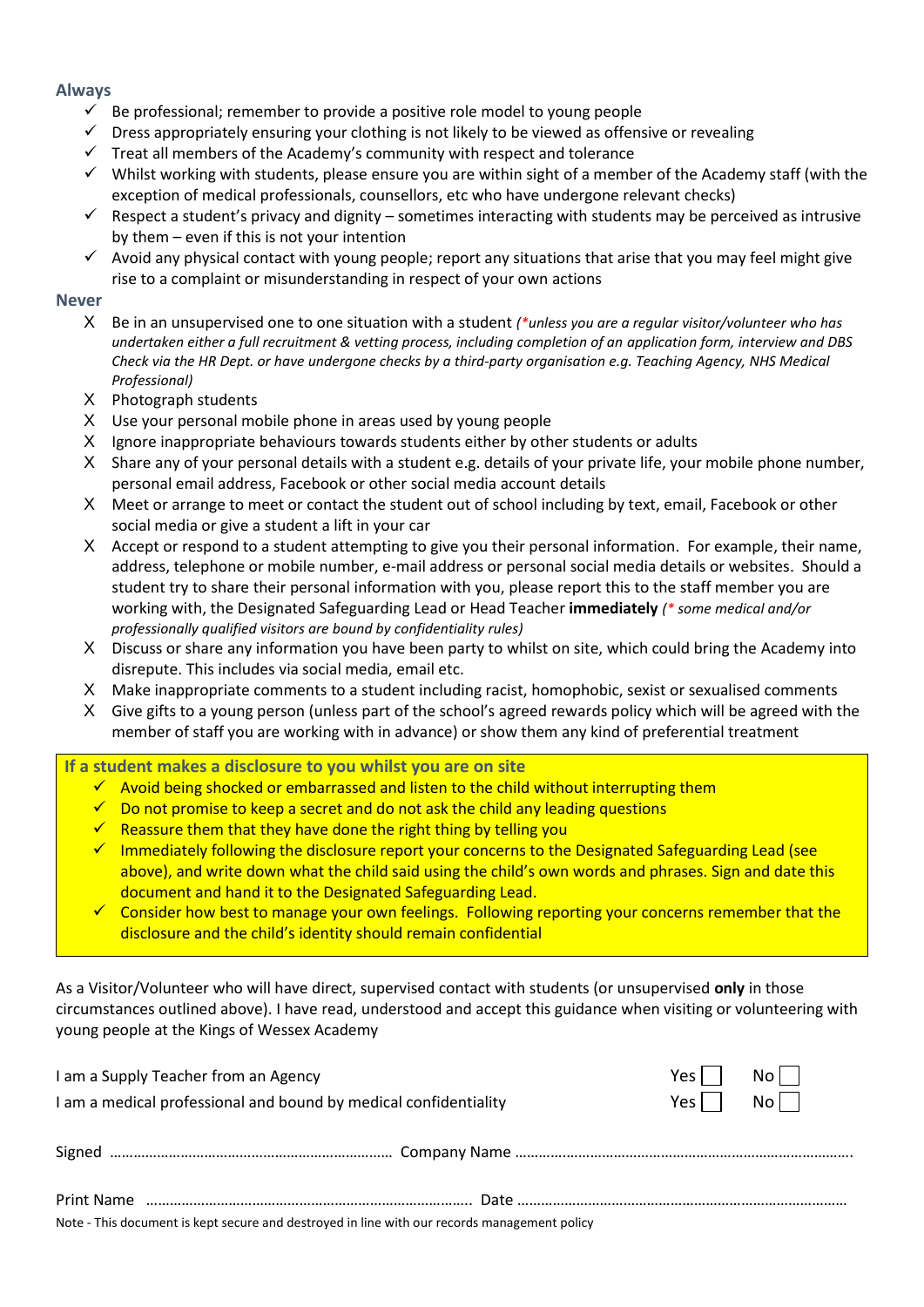### Always

- ✓ Be professional; remember to provide a positive role model to young people
- ✓ Dress appropriately ensuring your clothing is not likely to be viewed as offensive or revealing
- ✓ Treat all members of the Academy's community with respect and tolerance
- ✓ Whilst working with students, please ensure you are within sight of a member of the Academy staff (with the exception of medical professionals, counsellors, etc who have undergone relevant checks)
- ✓ Respect a student's privacy and dignity – sometimes interacting with students may be perceived as intrusive by them – even if this is not your intention
- ✓ Avoid any physical contact with young people; report any situations that arise that you may feel might give rise to a complaint or misunderstanding in respect of your own actions

### Never

- X Be in an unsupervised one to one situation with a student *(\*unless you are a regular visitor/volunteer who has undertaken either a full recruitment & vetting process, including completion of an application form, interview and DBS Check via the HR Dept. or have undergone checks by a third-party organisation e.g. Teaching Agency, NHS Medical Professional)*
- X Photograph students
- X Use your personal mobile phone in areas used by young people
- X Ignore inappropriate behaviours towards students either by other students or adults
- X Share any of your personal details with a student e.g. details of your private life, your mobile phone number, personal email address, Facebook or other social media account details
- X Meet or arrange to meet or contact the student out of school including by text, email, Facebook or other social media or give a student a lift in your car
- X Accept or respond to a student attempting to give you their personal information. For example, their name, address, telephone or mobile number, e-mail address or personal social media details or websites. Should a student try to share their personal information with you, please report this to the staff member you are working with, the Designated Safeguarding Lead or Head Teacher **immediately** *(\* some medical and/or professionally qualified visitors are bound by confidentiality rules)*
- X Discuss or share any information you have been party to whilst on site, which could bring the Academy into disrepute. This includes via social media, email etc.
- X Make inappropriate comments to a student including racist, homophobic, sexist or sexualised comments
- X Give gifts to a young person (unless part of the school's agreed rewards policy which will be agreed with the member of staff you are working with in advance) or show them any kind of preferential treatment

### If a student makes a disclosure to you whilst you are on site

- ✓ Avoid being shocked or embarrassed and listen to the child without interrupting them
- ✓ Do not promise to keep a secret and do not ask the child any leading questions
- ✓ Reassure them that they have done the right thing by telling you
- ✓ Immediately following the disclosure report your concerns to the Designated Safeguarding Lead (see above), and write down what the child said using the child's own words and phrases. Sign and date this document and hand it to the Designated Safeguarding Lead.
- ✓ Consider how best to manage your own feelings. Following reporting your concerns remember that the disclosure and the child's identity should remain confidential

As a Visitor/Volunteer who will have direct, supervised contact with students (or unsupervised **only** in those circumstances outlined above). I have read, understood and accept this guidance when visiting or volunteering with young people at the Kings of Wessex Academy

I am a Supply Teacher from an Agency Yes ☐ No ☐

I am a medical professional and bound by medical confidentiality Yes ☐ No ☐

Signed ……………………………………………………………… Company Name ………………………………………………………………………….

Print Name ……………………………………………………………………….. Date …………………………………………………………………………

Note - This document is kept secure and destroyed in line with our records management policy